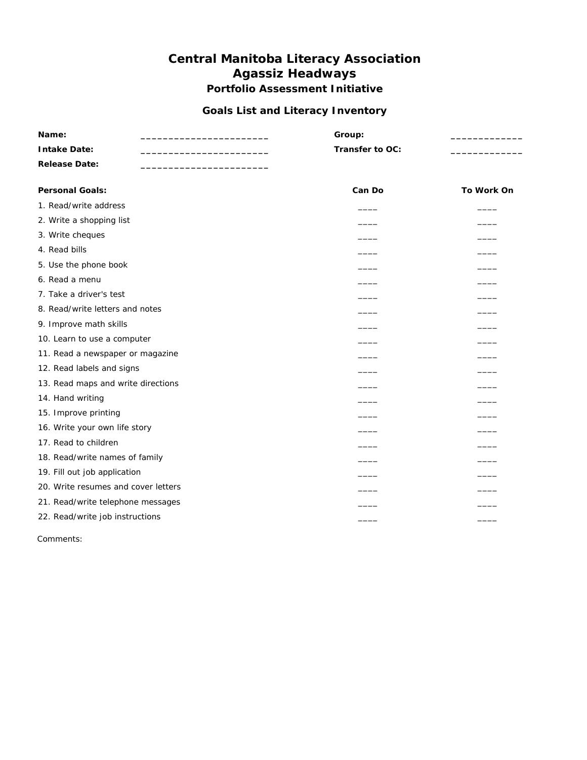# Central Manitoba Literacy Association
# Agassiz Headways
### Portfolio Assessment Initiative

### Goals List and Literacy Inventory

**Name:** ________________________ **Group:** _____________

**Intake Date:** ________________________ **Transfer to OC:** _____________

**Release Date:** ________________________

| **Personal Goals:** | **Can Do** | **To Work On** |
|---|---|---|
| 1. Read/write address | ____ | ____ |
| 2. Write a shopping list | ____ | ____ |
| 3. Write cheques | ____ | ____ |
| 4. Read bills | ____ | ____ |
| 5. Use the phone book | ____ | ____ |
| 6. Read a menu | ____ | ____ |
| 7. Take a driver's test | ____ | ____ |
| 8. Read/write letters and notes | ____ | ____ |
| 9. Improve math skills | ____ | ____ |
| 10. Learn to use a computer | ____ | ____ |
| 11. Read a newspaper or magazine | ____ | ____ |
| 12. Read labels and signs | ____ | ____ |
| 13. Read maps and write directions | ____ | ____ |
| 14. Hand writing | ____ | ____ |
| 15. Improve printing | ____ | ____ |
| 16. Write your own life story | ____ | ____ |
| 17. Read to children | ____ | ____ |
| 18. Read/write names of family | ____ | ____ |
| 19. Fill out job application | ____ | ____ |
| 20. Write resumes and cover letters | ____ | ____ |
| 21. Read/write telephone messages | ____ | ____ |
| 22. Read/write job instructions | ____ | ____ |

Comments: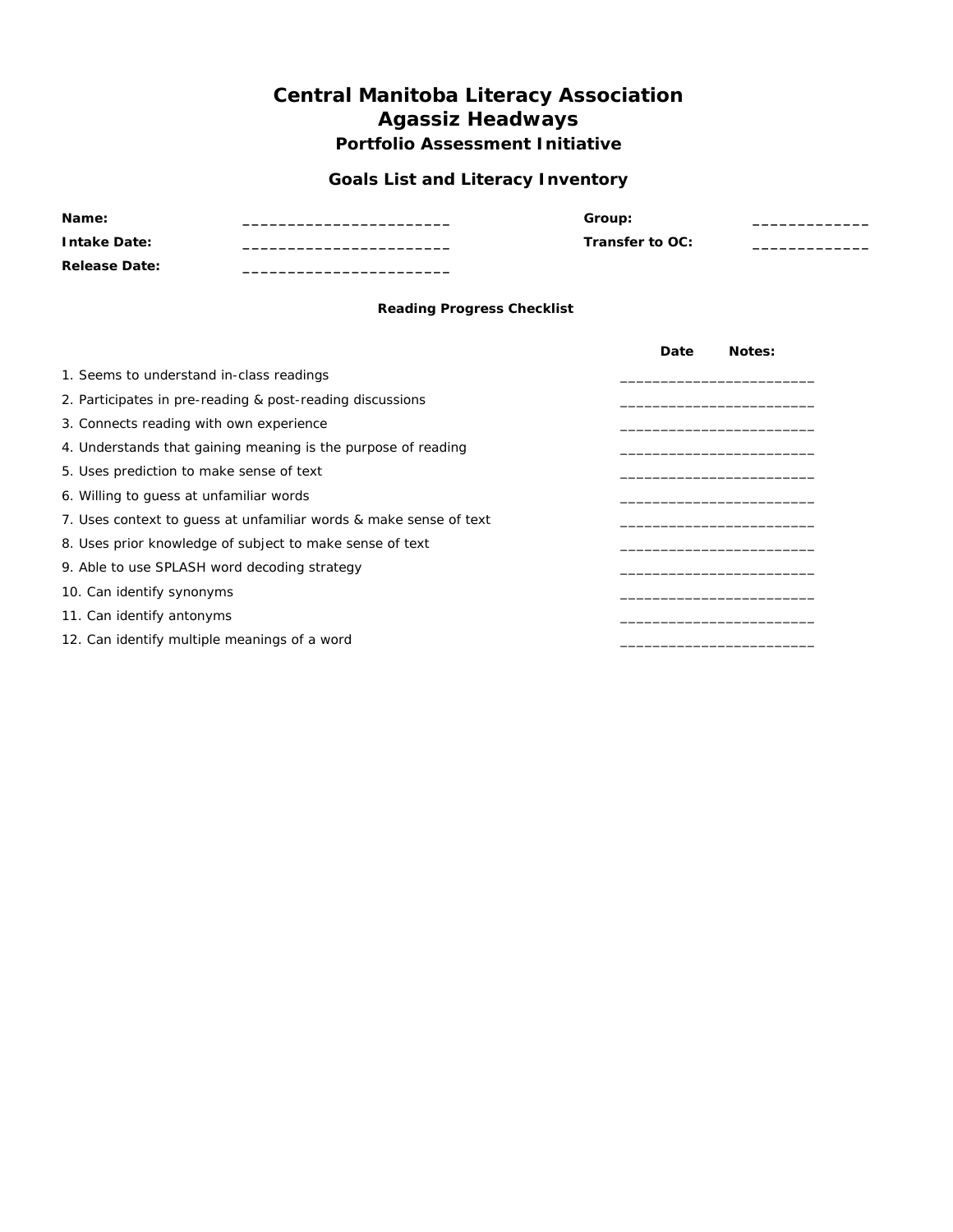# Central Manitoba Literacy Association
# Agassiz Headways
## Portfolio Assessment Initiative

### Goals List and Literacy Inventory

| | | | |
|---|---|---|---|
| **Name:** | ________________________ | **Group:** | _____________ |
| **Intake Date:** | ________________________ | **Transfer to OC:** | _____________ |
| **Release Date:** | ________________________ | | |

**Reading Progress Checklist**

| | Date Notes: |
|---|---|
| 1. Seems to understand in-class readings | ______________________ |
| 2. Participates in pre-reading & post-reading discussions | ______________________ |
| 3. Connects reading with own experience | ______________________ |
| 4. Understands that gaining meaning is the purpose of reading | ______________________ |
| 5. Uses prediction to make sense of text | ______________________ |
| 6. Willing to guess at unfamiliar words | ______________________ |
| 7. Uses context to guess at unfamiliar words & make sense of text | ______________________ |
| 8. Uses prior knowledge of subject to make sense of text | ______________________ |
| 9. Able to use SPLASH word decoding strategy | ______________________ |
| 10. Can identify synonyms | ______________________ |
| 11. Can identify antonyms | ______________________ |
| 12. Can identify multiple meanings of a word | ______________________ |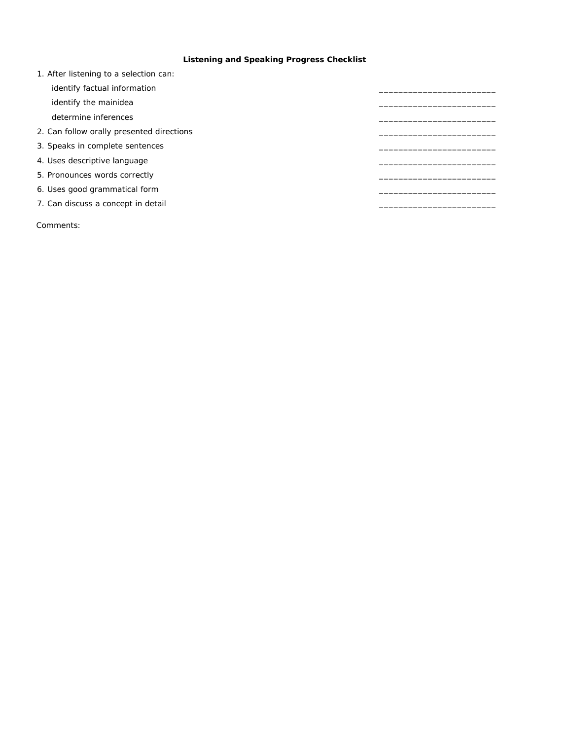**Listening and Speaking Progress Checklist**

1. After listening to a selection can:
    - identify factual information ________________________
    - identify the mainidea ________________________
    - determine inferences ________________________
2. Can follow orally presented directions ________________________
3. Speaks in complete sentences ________________________
4. Uses descriptive language ________________________
5. Pronounces words correctly ________________________
6. Uses good grammatical form ________________________
7. Can discuss a concept in detail ________________________

Comments: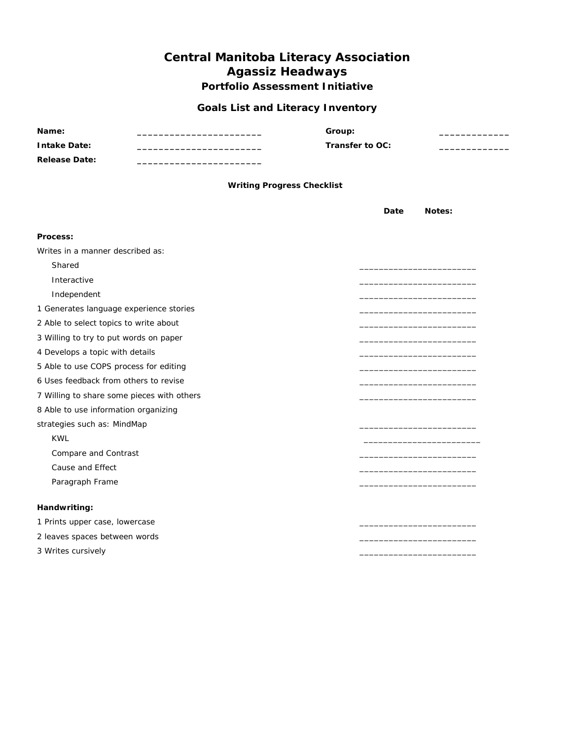# Central Manitoba Literacy Association
# Agassiz Headways
### Portfolio Assessment Initiative

### Goals List and Literacy Inventory

**Name:** ________________________ **Group:** _____________
**Intake Date:** ________________________ **Transfer to OC:** _____________
**Release Date:** ________________________

**Writing Progress Checklist**

| | Date | Notes: |
|---|---|---|
| **Process:** | | |
| Writes in a manner described as: | | |
| Shared | ______________________ | |
| Interactive | ______________________ | |
| Independent | ______________________ | |
| 1 Generates language experience stories | ______________________ | |
| 2 Able to select topics to write about | ______________________ | |
| 3 Willing to try to put words on paper | ______________________ | |
| 4 Develops a topic with details | ______________________ | |
| 5 Able to use COPS process for editing | ______________________ | |
| 6 Uses feedback from others to revise | ______________________ | |
| 7 Willing to share some pieces with others | ______________________ | |
| 8 Able to use information organizing strategies such as: MindMap | ______________________ | |
| KWL | ______________________ | |
| Compare and Contrast | ______________________ | |
| Cause and Effect | ______________________ | |
| Paragraph Frame | ______________________ | |
| **Handwriting:** | | |
| 1 Prints upper case, lowercase | ______________________ | |
| 2 leaves spaces between words | ______________________ | |
| 3 Writes cursively | ______________________ | |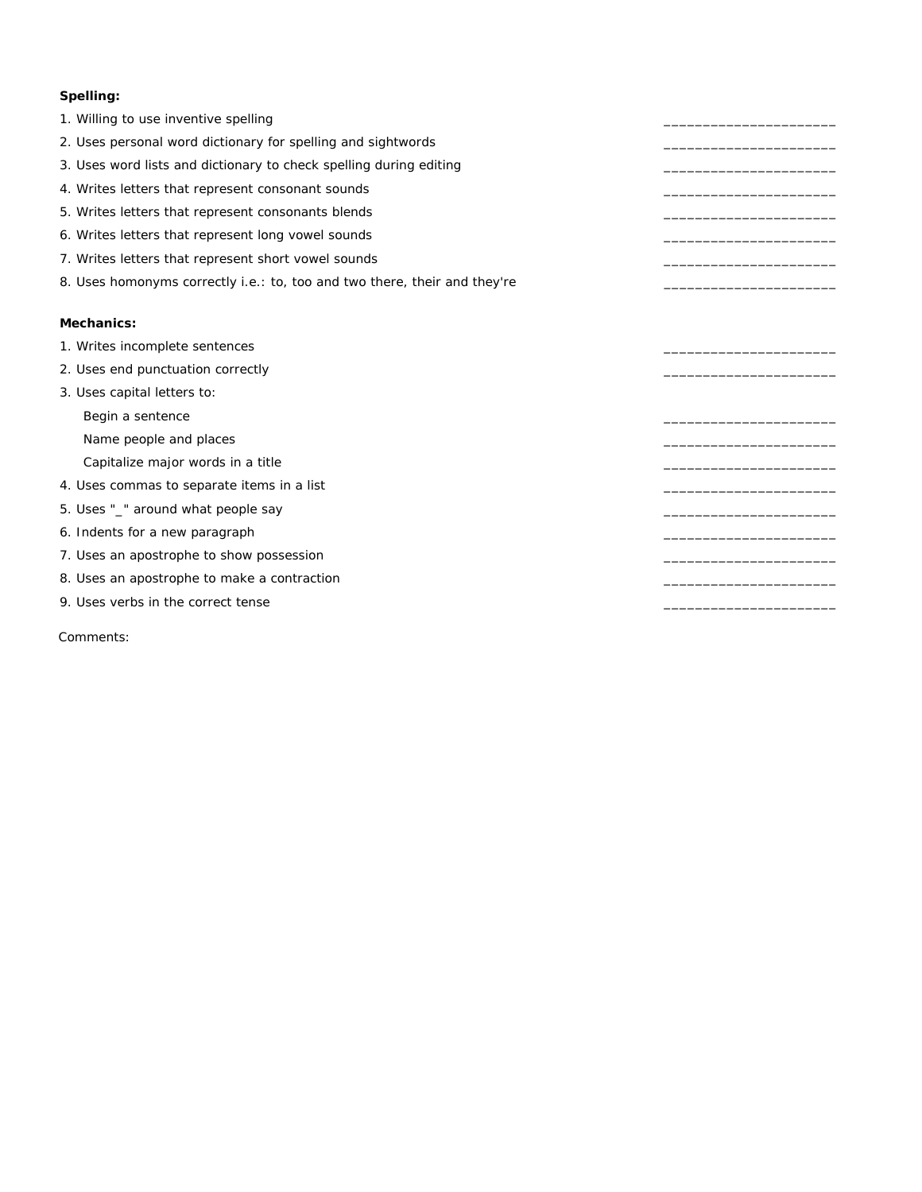**Spelling:**

1. Willing to use inventive spelling ______________________
2. Uses personal word dictionary for spelling and sightwords ______________________
3. Uses word lists and dictionary to check spelling during editing ______________________
4. Writes letters that represent consonant sounds ______________________
5. Writes letters that represent consonants blends ______________________
6. Writes letters that represent long vowel sounds ______________________
7. Writes letters that represent short vowel sounds ______________________
8. Uses homonyms correctly i.e.: to, too and two there, their and they're ______________________

**Mechanics:**

1. Writes incomplete sentences ______________________
2. Uses end punctuation correctly ______________________
3. Uses capital letters to:
   - Begin a sentence ______________________
   - Name people and places ______________________
   - Capitalize major words in a title ______________________
4. Uses commas to separate items in a list ______________________
5. Uses "_" around what people say ______________________
6. Indents for a new paragraph ______________________
7. Uses an apostrophe to show possession ______________________
8. Uses an apostrophe to make a contraction ______________________
9. Uses verbs in the correct tense ______________________

Comments: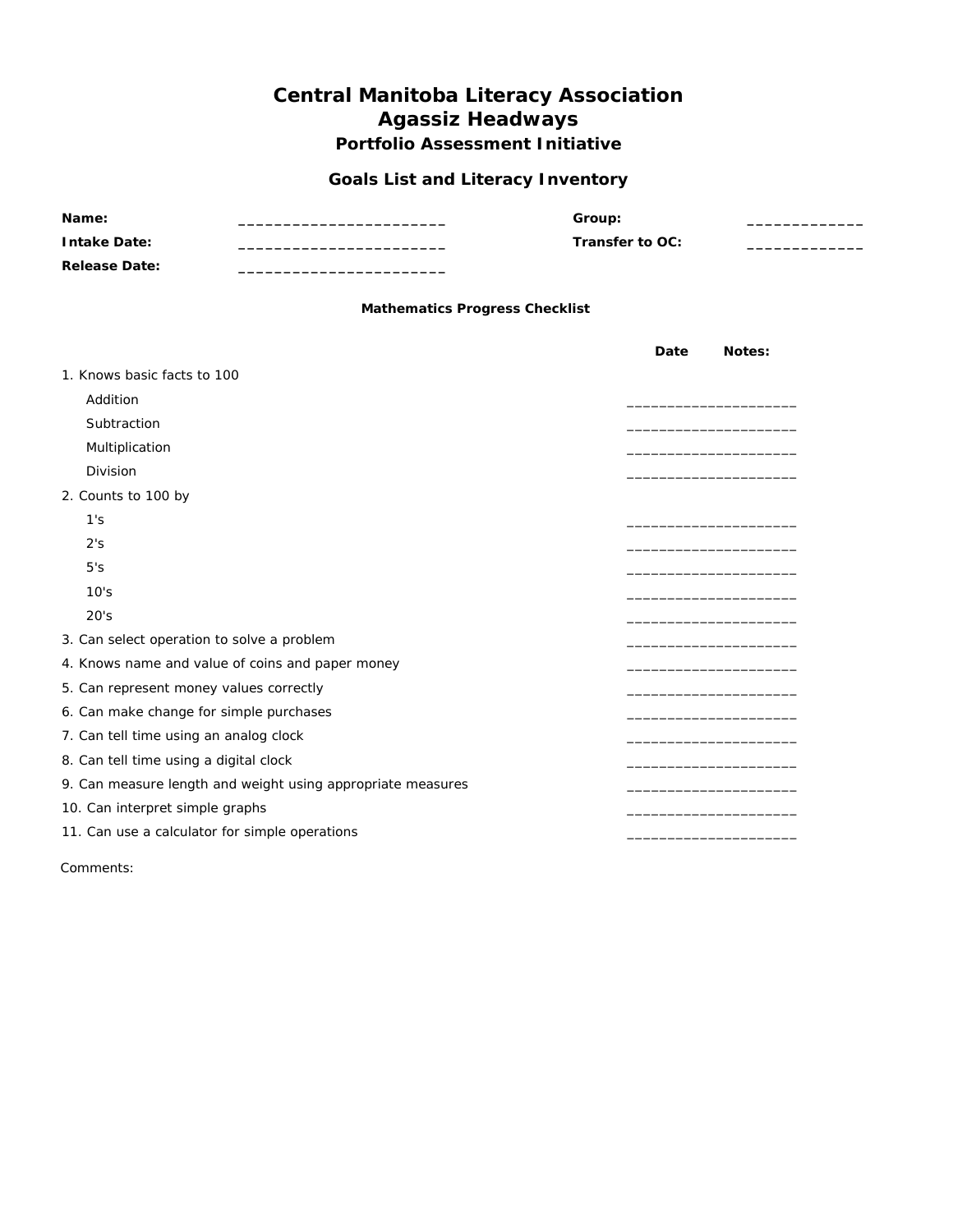# Central Manitoba Literacy Association
# Agassiz Headways
## Portfolio Assessment Initiative

### Goals List and Literacy Inventory

**Name:** ________________________ **Group:** _____________

**Intake Date:** ________________________ **Transfer to OC:** _____________

**Release Date:** ________________________

**Mathematics Progress Checklist**

**Date** **Notes:**

1. Knows basic facts to 100
   - Addition ____________________
   - Subtraction ____________________
   - Multiplication ____________________
   - Division ____________________
2. Counts to 100 by
   - 1's ____________________
   - 2's ____________________
   - 5's ____________________
   - 10's ____________________
   - 20's ____________________
3. Can select operation to solve a problem ____________________
4. Knows name and value of coins and paper money ____________________
5. Can represent money values correctly ____________________
6. Can make change for simple purchases ____________________
7. Can tell time using an analog clock ____________________
8. Can tell time using a digital clock ____________________
9. Can measure length and weight using appropriate measures ____________________
10. Can interpret simple graphs ____________________
11. Can use a calculator for simple operations ____________________

Comments: